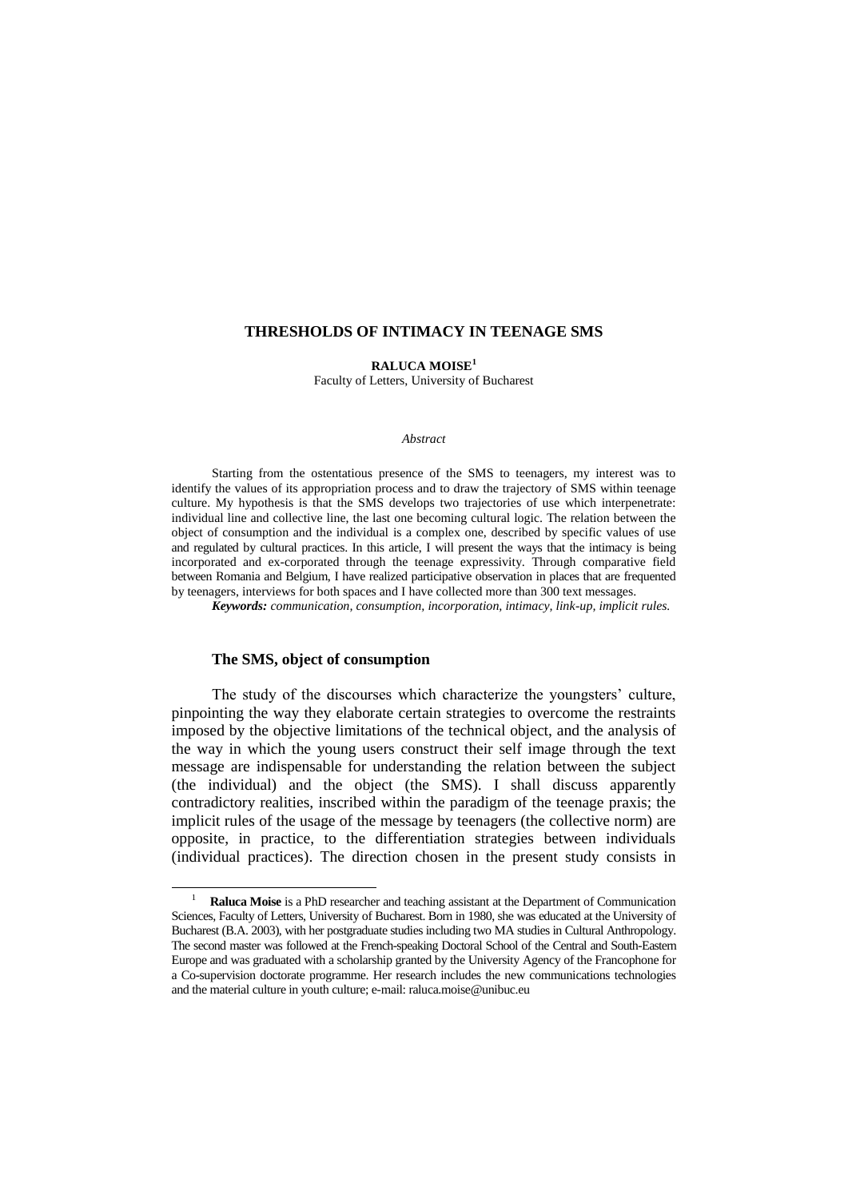# THRESHOLDS OF INTIMACY IN TEENAGE SMS

**RALUCA MOISE**[1]

Faculty of Letters, University of Bucharest

*Abstract*

Starting from the ostentatious presence of the SMS to teenagers, my interest was to identify the values of its appropriation process and to draw the trajectory of SMS within teenage culture. My hypothesis is that the SMS develops two trajectories of use which interpenetrate: individual line and collective line, the last one becoming cultural logic. The relation between the object of consumption and the individual is a complex one, described by specific values of use and regulated by cultural practices. In this article, I will present the ways that the intimacy is being incorporated and ex-corporated through the teenage expressivity. Through comparative field between Romania and Belgium, I have realized participative observation in places that are frequented by teenagers, interviews for both spaces and I have collected more than 300 text messages.

***Keywords:*** *communication, consumption, incorporation, intimacy, link-up, implicit rules.*

## The SMS, object of consumption

The study of the discourses which characterize the youngsters' culture, pinpointing the way they elaborate certain strategies to overcome the restraints imposed by the objective limitations of the technical object, and the analysis of the way in which the young users construct their self image through the text message are indispensable for understanding the relation between the subject (the individual) and the object (the SMS). I shall discuss apparently contradictory realities, inscribed within the paradigm of the teenage praxis; the implicit rules of the usage of the message by teenagers (the collective norm) are opposite, in practice, to the differentiation strategies between individuals (individual practices). The direction chosen in the present study consists in

---

[1] **Raluca Moise** is a PhD researcher and teaching assistant at the Department of Communication Sciences, Faculty of Letters, University of Bucharest. Born in 1980, she was educated at the University of Bucharest (B.A. 2003), with her postgraduate studies including two MA studies in Cultural Anthropology. The second master was followed at the French-speaking Doctoral School of the Central and South-Eastern Europe and was graduated with a scholarship granted by the University Agency of the Francophone for a Co-supervision doctorate programme. Her research includes the new communications technologies and the material culture in youth culture; e-mail: raluca.moise@unibuc.eu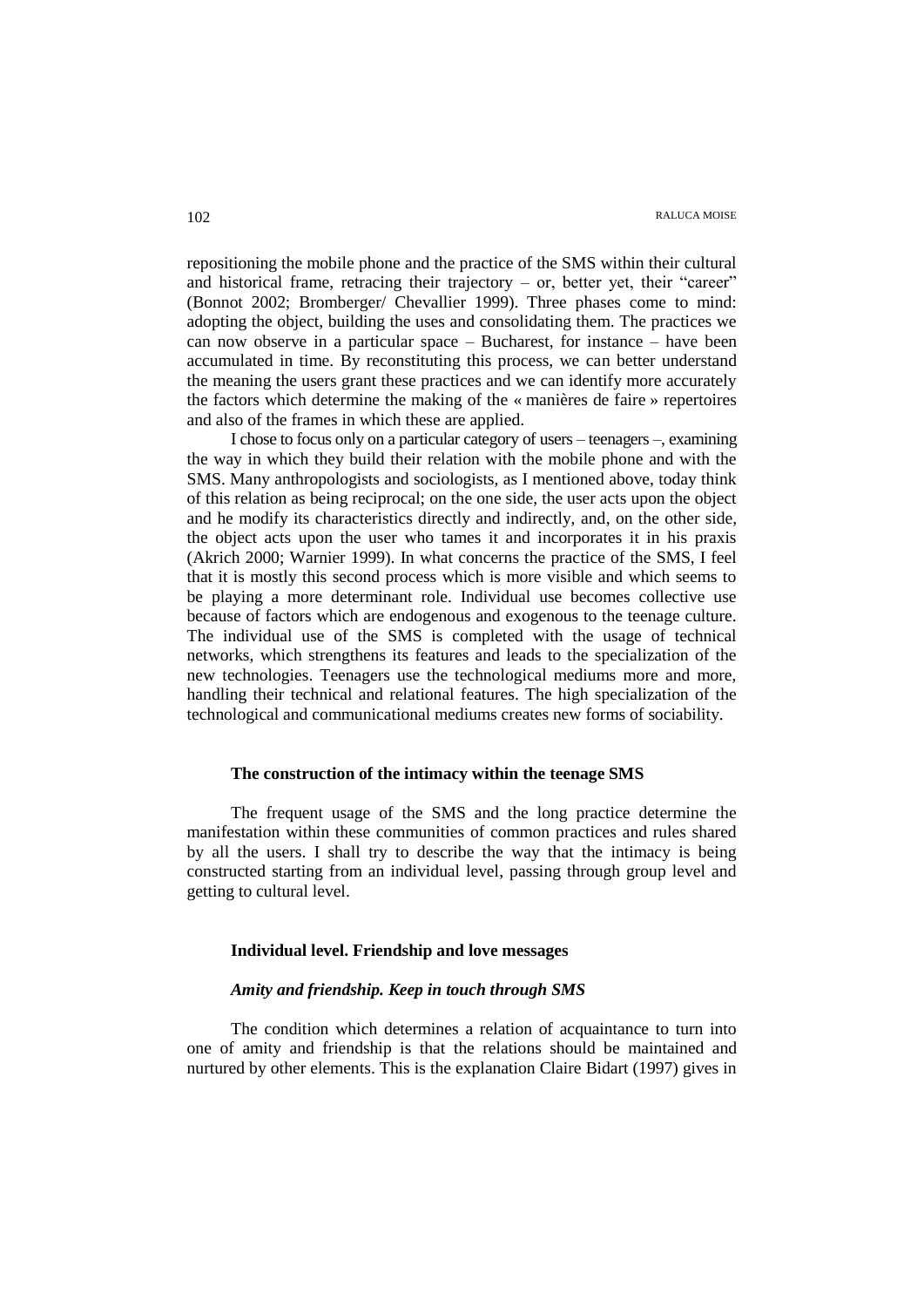repositioning the mobile phone and the practice of the SMS within their cultural and historical frame, retracing their trajectory – or, better yet, their "career" (Bonnot 2002; Bromberger/ Chevallier 1999). Three phases come to mind: adopting the object, building the uses and consolidating them. The practices we can now observe in a particular space – Bucharest, for instance – have been accumulated in time. By reconstituting this process, we can better understand the meaning the users grant these practices and we can identify more accurately the factors which determine the making of the « manières de faire » repertoires and also of the frames in which these are applied.

I chose to focus only on a particular category of users – teenagers –, examining the way in which they build their relation with the mobile phone and with the SMS. Many anthropologists and sociologists, as I mentioned above, today think of this relation as being reciprocal; on the one side, the user acts upon the object and he modify its characteristics directly and indirectly, and, on the other side, the object acts upon the user who tames it and incorporates it in his praxis (Akrich 2000; Warnier 1999). In what concerns the practice of the SMS, I feel that it is mostly this second process which is more visible and which seems to be playing a more determinant role. Individual use becomes collective use because of factors which are endogenous and exogenous to the teenage culture. The individual use of the SMS is completed with the usage of technical networks, which strengthens its features and leads to the specialization of the new technologies. Teenagers use the technological mediums more and more, handling their technical and relational features. The high specialization of the technological and communicational mediums creates new forms of sociability.

## The construction of the intimacy within the teenage SMS

The frequent usage of the SMS and the long practice determine the manifestation within these communities of common practices and rules shared by all the users. I shall try to describe the way that the intimacy is being constructed starting from an individual level, passing through group level and getting to cultural level.

### Individual level. Friendship and love messages

#### *Amity and friendship. Keep in touch through SMS*

The condition which determines a relation of acquaintance to turn into one of amity and friendship is that the relations should be maintained and nurtured by other elements. This is the explanation Claire Bidart (1997) gives in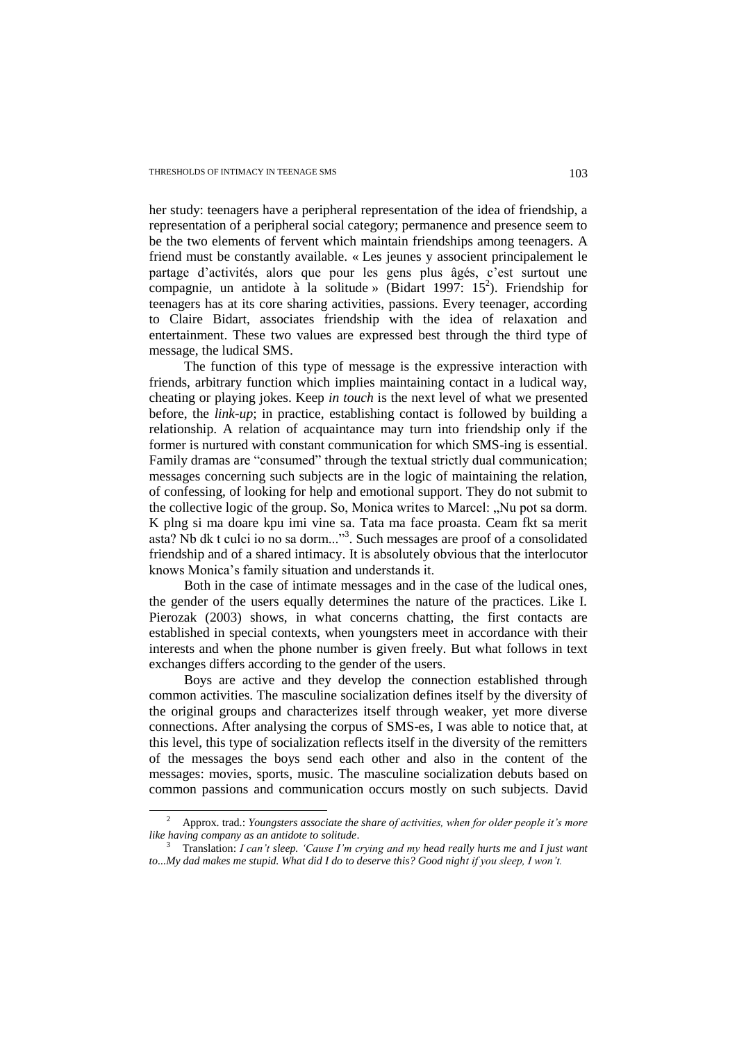her study: teenagers have a peripheral representation of the idea of friendship, a representation of a peripheral social category; permanence and presence seem to be the two elements of fervent which maintain friendships among teenagers. A friend must be constantly available. « Les jeunes y associent principalement le partage d'activités, alors que pour les gens plus âgés, c'est surtout une compagnie, un antidote à la solitude » (Bidart 1997: 15[2]). Friendship for teenagers has at its core sharing activities, passions. Every teenager, according to Claire Bidart, associates friendship with the idea of relaxation and entertainment. These two values are expressed best through the third type of message, the ludical SMS.

The function of this type of message is the expressive interaction with friends, arbitrary function which implies maintaining contact in a ludical way, cheating or playing jokes. Keep *in touch* is the next level of what we presented before, the *link-up*; in practice, establishing contact is followed by building a relationship. A relation of acquaintance may turn into friendship only if the former is nurtured with constant communication for which SMS-ing is essential. Family dramas are "consumed" through the textual strictly dual communication; messages concerning such subjects are in the logic of maintaining the relation, of confessing, of looking for help and emotional support. They do not submit to the collective logic of the group. So, Monica writes to Marcel: „Nu pot sa dorm. K plng si ma doare kpu imi vine sa. Tata ma face proasta. Ceam fkt sa merit asta? Nb dk t culci io no sa dorm..."[3]. Such messages are proof of a consolidated friendship and of a shared intimacy. It is absolutely obvious that the interlocutor knows Monica's family situation and understands it.

Both in the case of intimate messages and in the case of the ludical ones, the gender of the users equally determines the nature of the practices. Like I. Pierozak (2003) shows, in what concerns chatting, the first contacts are established in special contexts, when youngsters meet in accordance with their interests and when the phone number is given freely. But what follows in text exchanges differs according to the gender of the users.

Boys are active and they develop the connection established through common activities. The masculine socialization defines itself by the diversity of the original groups and characterizes itself through weaker, yet more diverse connections. After analysing the corpus of SMS-es, I was able to notice that, at this level, this type of socialization reflects itself in the diversity of the remitters of the messages the boys send each other and also in the content of the messages: movies, sports, music. The masculine socialization debuts based on common passions and communication occurs mostly on such subjects. David

---

[2] Approx. trad.: *Youngsters associate the share of activities, when for older people it's more like having company as an antidote to solitude*.

[3] Translation: *I can't sleep. 'Cause I'm crying and my head really hurts me and I just want to...My dad makes me stupid. What did I do to deserve this? Good night if you sleep, I won't.*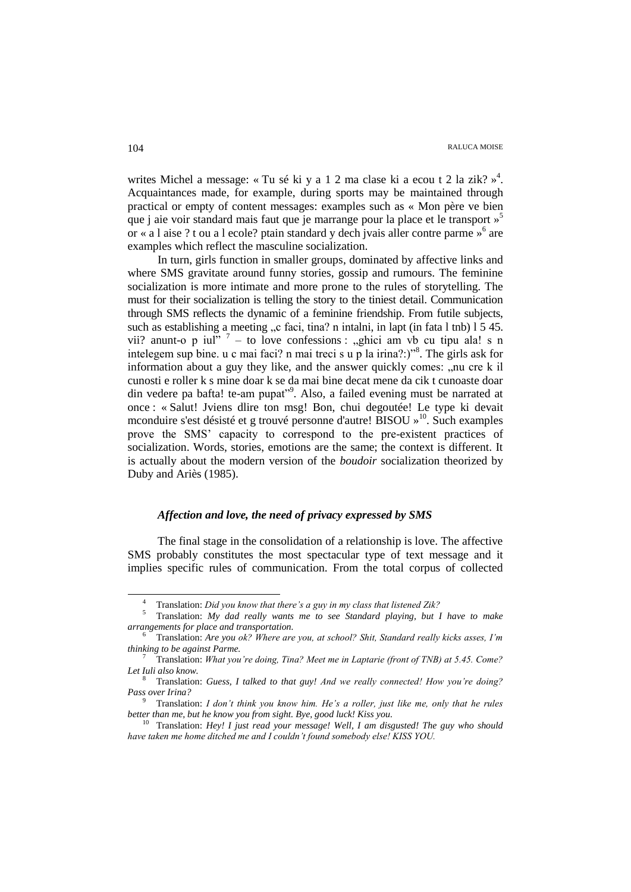writes Michel a message: « Tu sé ki y a 1 2 ma clase ki a ecou t 2 la zik? »[4]. Acquaintances made, for example, during sports may be maintained through practical or empty of content messages: examples such as « Mon père ve bien que j aie voir standard mais faut que je marrange pour la place et le transport »[5] or « a l aise ? t ou a l ecole? ptain standard y dech jvais aller contre parme »[6] are examples which reflect the masculine socialization.

In turn, girls function in smaller groups, dominated by affective links and where SMS gravitate around funny stories, gossip and rumours. The feminine socialization is more intimate and more prone to the rules of storytelling. The must for their socialization is telling the story to the tiniest detail. Communication through SMS reflects the dynamic of a feminine friendship. From futile subjects, such as establishing a meeting „c faci, tina? n intalni, in lapt (in fata l tnb) l 5 45. vii? anunt-o p iul"[7] – to love confessions : „ghici am vb cu tipu ala! s n intelegem sup bine. u c mai faci? n mai treci s u p la irina?:)"[8]. The girls ask for information about a guy they like, and the answer quickly comes: „nu cre k il cunosti e roller k s mine doar k se da mai bine decat mene da cik t cunoaste doar din vedere pa bafta! te-am pupat"[9]. Also, a failed evening must be narrated at once : « Salut! Jviens dlire ton msg! Bon, chui degoutée! Le type ki devait mconduire s'est désisté et g trouvé personne d'autre! BISOU »[10]. Such examples prove the SMS' capacity to correspond to the pre-existent practices of socialization. Words, stories, emotions are the same; the context is different. It is actually about the modern version of the *boudoir* socialization theorized by Duby and Ariès (1985).

### *Affection and love, the need of privacy expressed by SMS*

The final stage in the consolidation of a relationship is love. The affective SMS probably constitutes the most spectacular type of text message and it implies specific rules of communication. From the total corpus of collected

---

[4] Translation: *Did you know that there's a guy in my class that listened Zik?*

[5] Translation: *My dad really wants me to see Standard playing, but I have to make arrangements for place and transportation.*

[6] Translation: *Are you ok? Where are you, at school? Shit, Standard really kicks asses, I'm thinking to be against Parme.*

[7] Translation: *What you're doing, Tina? Meet me in Laptarie (front of TNB) at 5.45. Come? Let Iuli also know.*

[8] Translation: *Guess, I talked to that guy! And we really connected! How you're doing? Pass over Irina?*

[9] Translation: *I don't think you know him. He's a roller, just like me, only that he rules better than me, but he know you from sight. Bye, good luck! Kiss you.*

[10] Translation: *Hey! I just read your message! Well, I am disgusted! The guy who should have taken me home ditched me and I couldn't found somebody else! KISS YOU.*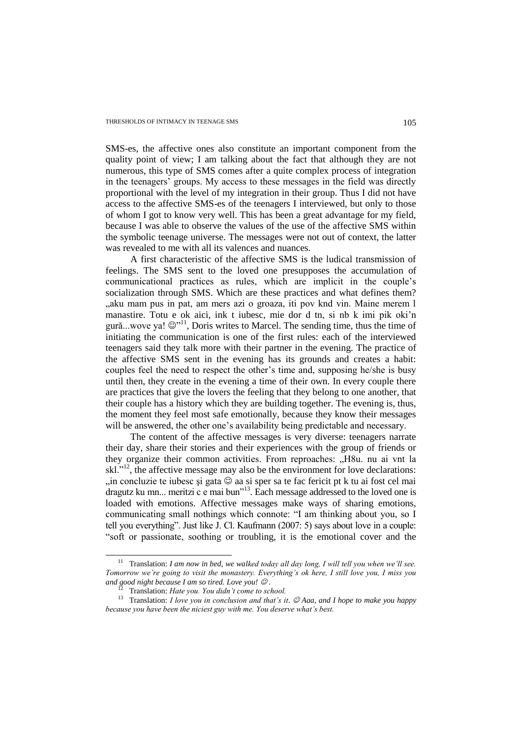SMS-es, the affective ones also constitute an important component from the quality point of view; I am talking about the fact that although they are not numerous, this type of SMS comes after a quite complex process of integration in the teenagers' groups. My access to these messages in the field was directly proportional with the level of my integration in their group. Thus I did not have access to the affective SMS-es of the teenagers I interviewed, but only to those of whom I got to know very well. This has been a great advantage for my field, because I was able to observe the values of the use of the affective SMS within the symbolic teenage universe. The messages were not out of context, the latter was revealed to me with all its valences and nuances.

A first characteristic of the affective SMS is the ludical transmission of feelings. The SMS sent to the loved one presupposes the accumulation of communicational practices as rules, which are implicit in the couple's socialization through SMS. Which are these practices and what defines them? „aku mam pus in pat, am mers azi o groaza, iti pov knd vin. Maine merem l manastire. Totu e ok aici, ink t iubesc, mie dor d tn, si nb k imi pik oki'n gură...wove ya! ☺"[11], Doris writes to Marcel. The sending time, thus the time of initiating the communication is one of the first rules: each of the interviewed teenagers said they talk more with their partner in the evening. The practice of the affective SMS sent in the evening has its grounds and creates a habit: couples feel the need to respect the other's time and, supposing he/she is busy until then, they create in the evening a time of their own. In every couple there are practices that give the lovers the feeling that they belong to one another, that their couple has a history which they are building together. The evening is, thus, the moment they feel most safe emotionally, because they know their messages will be answered, the other one's availability being predictable and necessary.

The content of the affective messages is very diverse: teenagers narrate their day, share their stories and their experiences with the group of friends or they organize their common activities. From reproaches: „H8u. nu ai vnt la skl."[12], the affective message may also be the environment for love declarations: „in concluzie te iubesc şi gata ☺ aa si sper sa te fac fericit pt k tu ai fost cel mai dragutz ku mn... meritzi c e mai bun"[13]. Each message addressed to the loved one is loaded with emotions. Affective messages make ways of sharing emotions, communicating small nothings which connote: "I am thinking about you, so I tell you everything". Just like J. Cl. Kaufmann (2007: 5) says about love in a couple: "soft or passionate, soothing or troubling, it is the emotional cover and the

---

[11] Translation: *I am now in bed, we walked today all day long, I will tell you when we'll see. Tomorrow we're going to visit the monastery. Everything's ok here, I still love you, I miss you and good night because I am so tired. Love you!* ☺.

[12] Translation: *Hate you. You didn't come to school.*

[13] Translation: *I love you in conclusion and that's it*. ☺ *Aaa, and I hope to make you happy because you have been the niciest guy with me. You deserve what's best.*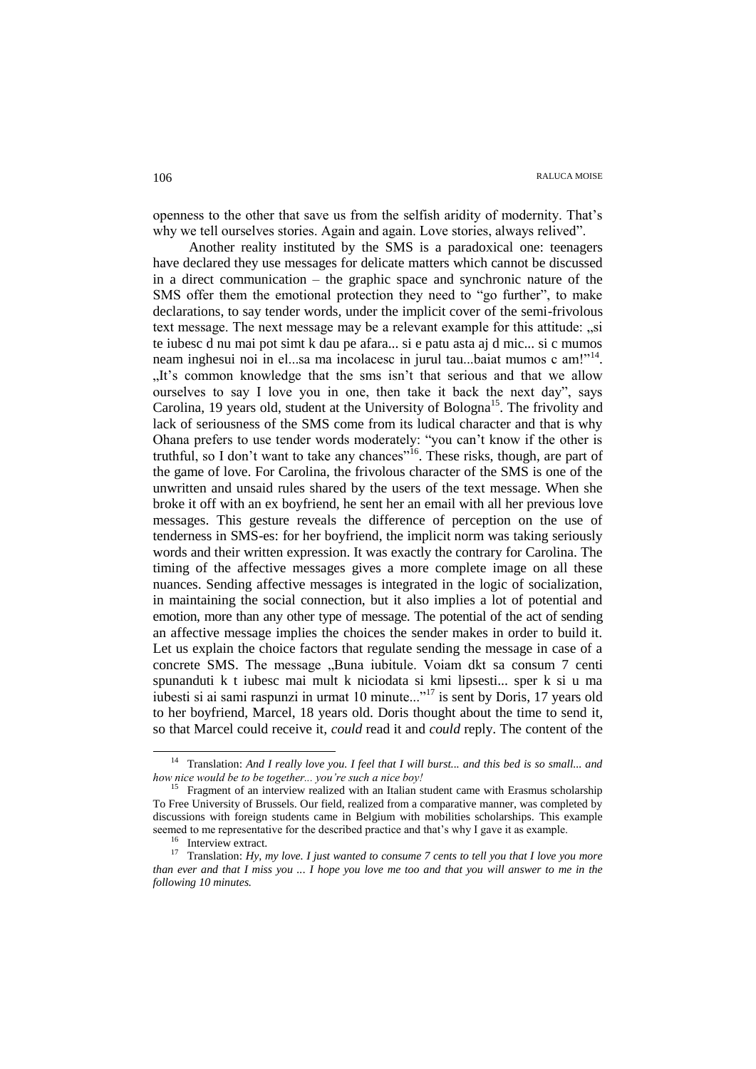openness to the other that save us from the selfish aridity of modernity. That's why we tell ourselves stories. Again and again. Love stories, always relived".

Another reality instituted by the SMS is a paradoxical one: teenagers have declared they use messages for delicate matters which cannot be discussed in a direct communication – the graphic space and synchronic nature of the SMS offer them the emotional protection they need to "go further", to make declarations, to say tender words, under the implicit cover of the semi-frivolous text message. The next message may be a relevant example for this attitude: „si te iubesc d nu mai pot simt k dau pe afara... si e patu asta aj d mic... si c mumos neam inghesui noi in el...sa ma incolacesc in jurul tau...baiat mumos c am!"[14]. „It's common knowledge that the sms isn't that serious and that we allow ourselves to say I love you in one, then take it back the next day", says Carolina, 19 years old, student at the University of Bologna[15]. The frivolity and lack of seriousness of the SMS come from its ludical character and that is why Ohana prefers to use tender words moderately: "you can't know if the other is truthful, so I don't want to take any chances"[16]. These risks, though, are part of the game of love. For Carolina, the frivolous character of the SMS is one of the unwritten and unsaid rules shared by the users of the text message. When she broke it off with an ex boyfriend, he sent her an email with all her previous love messages. This gesture reveals the difference of perception on the use of tenderness in SMS-es: for her boyfriend, the implicit norm was taking seriously words and their written expression. It was exactly the contrary for Carolina. The timing of the affective messages gives a more complete image on all these nuances. Sending affective messages is integrated in the logic of socialization, in maintaining the social connection, but it also implies a lot of potential and emotion, more than any other type of message. The potential of the act of sending an affective message implies the choices the sender makes in order to build it. Let us explain the choice factors that regulate sending the message in case of a concrete SMS. The message „Buna iubitule. Voiam dkt sa consum 7 centi spunanduti k t iubesc mai mult k niciodata si kmi lipsesti... sper k si u ma iubesti si ai sami raspunzi in urmat 10 minute..."[17] is sent by Doris, 17 years old to her boyfriend, Marcel, 18 years old. Doris thought about the time to send it, so that Marcel could receive it, *could* read it and *could* reply. The content of the

---

[14] Translation: *And I really love you. I feel that I will burst... and this bed is so small... and how nice would be to be together... you're such a nice boy!*

[15] Fragment of an interview realized with an Italian student came with Erasmus scholarship To Free University of Brussels. Our field, realized from a comparative manner, was completed by discussions with foreign students came in Belgium with mobilities scholarships. This example seemed to me representative for the described practice and that's why I gave it as example.

[16] Interview extract.

[17] Translation: *Hy, my love. I just wanted to consume 7 cents to tell you that I love you more than ever and that I miss you ... I hope you love me too and that you will answer to me in the following 10 minutes.*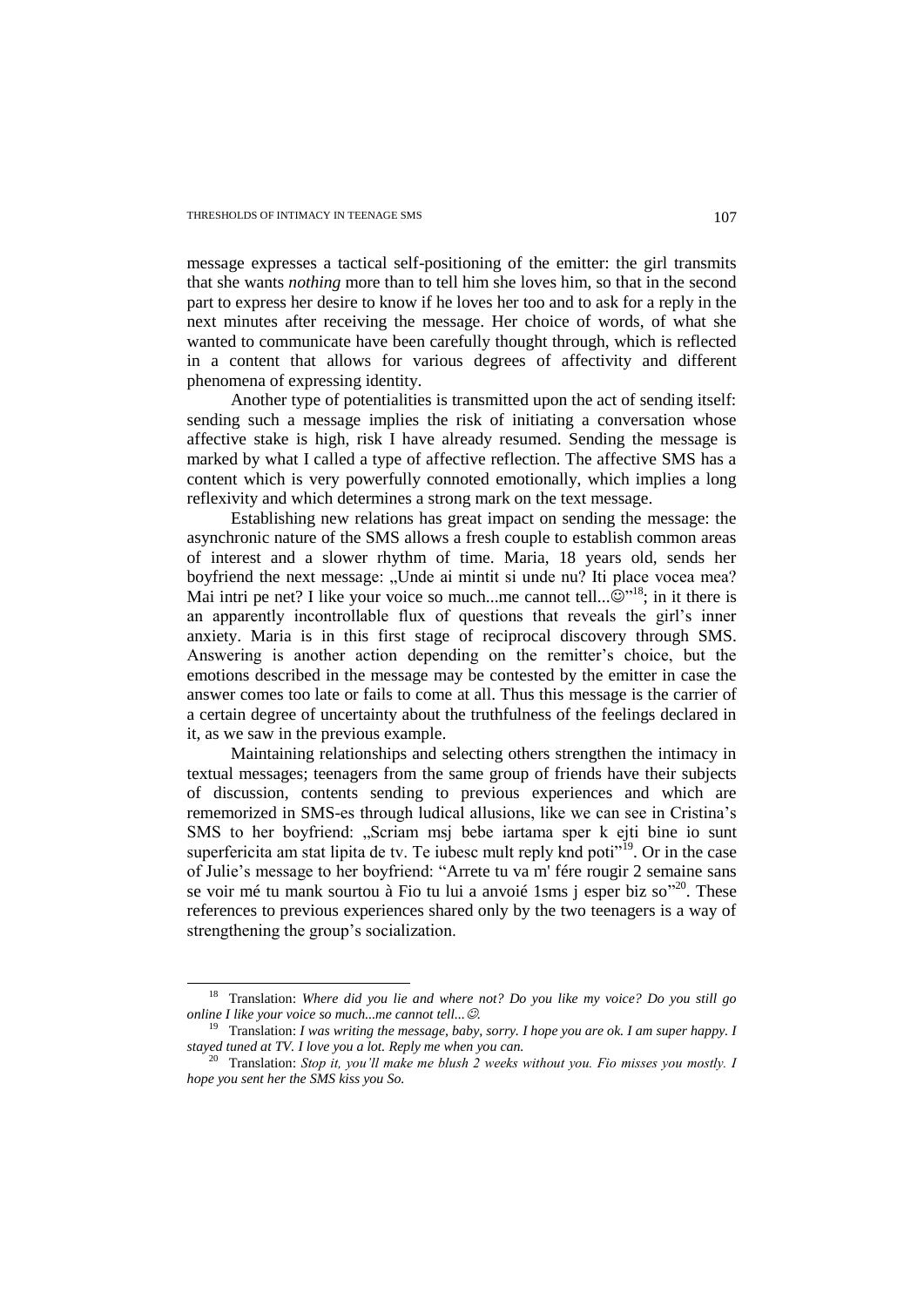message expresses a tactical self-positioning of the emitter: the girl transmits that she wants *nothing* more than to tell him she loves him, so that in the second part to express her desire to know if he loves her too and to ask for a reply in the next minutes after receiving the message. Her choice of words, of what she wanted to communicate have been carefully thought through, which is reflected in a content that allows for various degrees of affectivity and different phenomena of expressing identity.

Another type of potentialities is transmitted upon the act of sending itself: sending such a message implies the risk of initiating a conversation whose affective stake is high, risk I have already resumed. Sending the message is marked by what I called a type of affective reflection. The affective SMS has a content which is very powerfully connoted emotionally, which implies a long reflexivity and which determines a strong mark on the text message.

Establishing new relations has great impact on sending the message: the asynchronic nature of the SMS allows a fresh couple to establish common areas of interest and a slower rhythm of time. Maria, 18 years old, sends her boyfriend the next message: „Unde ai mintit si unde nu? Iti place vocea mea? Mai intri pe net? I like your voice so much...me cannot tell...☺"[18]; in it there is an apparently incontrollable flux of questions that reveals the girl's inner anxiety. Maria is in this first stage of reciprocal discovery through SMS. Answering is another action depending on the remitter's choice, but the emotions described in the message may be contested by the emitter in case the answer comes too late or fails to come at all. Thus this message is the carrier of a certain degree of uncertainty about the truthfulness of the feelings declared in it, as we saw in the previous example.

Maintaining relationships and selecting others strengthen the intimacy in textual messages; teenagers from the same group of friends have their subjects of discussion, contents sending to previous experiences and which are rememorized in SMS-es through ludical allusions, like we can see in Cristina's SMS to her boyfriend: „Scriam msj bebe iartama sper k ejti bine io sunt superfericita am stat lipita de tv. Te iubesc mult reply knd poti"[19]. Or in the case of Julie's message to her boyfriend: "Arrete tu va m' fére rougir 2 semaine sans se voir mé tu mank sourtou à Fio tu lui a anvoié 1sms j esper biz so"[20]. These references to previous experiences shared only by the two teenagers is a way of strengthening the group's socialization.

---

[18] Translation: *Where did you lie and where not? Do you like my voice? Do you still go online I like your voice so much...me cannot tell...☺.*

[19] Translation: *I was writing the message, baby, sorry. I hope you are ok. I am super happy. I stayed tuned at TV. I love you a lot. Reply me when you can.*

[20] Translation: *Stop it, you'll make me blush 2 weeks without you. Fio misses you mostly. I hope you sent her the SMS kiss you So.*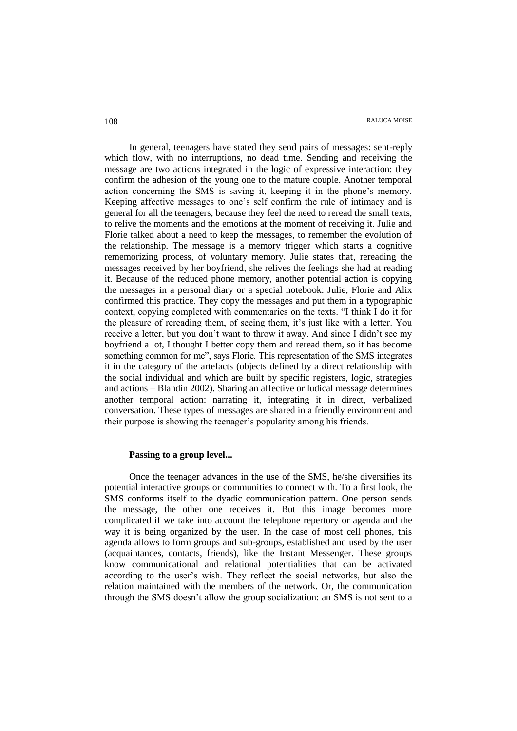In general, teenagers have stated they send pairs of messages: sent-reply which flow, with no interruptions, no dead time. Sending and receiving the message are two actions integrated in the logic of expressive interaction: they confirm the adhesion of the young one to the mature couple. Another temporal action concerning the SMS is saving it, keeping it in the phone's memory. Keeping affective messages to one's self confirm the rule of intimacy and is general for all the teenagers, because they feel the need to reread the small texts, to relive the moments and the emotions at the moment of receiving it. Julie and Florie talked about a need to keep the messages, to remember the evolution of the relationship. The message is a memory trigger which starts a cognitive rememorizing process, of voluntary memory. Julie states that, rereading the messages received by her boyfriend, she relives the feelings she had at reading it. Because of the reduced phone memory, another potential action is copying the messages in a personal diary or a special notebook: Julie, Florie and Alix confirmed this practice. They copy the messages and put them in a typographic context, copying completed with commentaries on the texts. "I think I do it for the pleasure of rereading them, of seeing them, it's just like with a letter. You receive a letter, but you don't want to throw it away. And since I didn't see my boyfriend a lot, I thought I better copy them and reread them, so it has become something common for me", says Florie. This representation of the SMS integrates it in the category of the artefacts (objects defined by a direct relationship with the social individual and which are built by specific registers, logic, strategies and actions – Blandin 2002). Sharing an affective or ludical message determines another temporal action: narrating it, integrating it in direct, verbalized conversation. These types of messages are shared in a friendly environment and their purpose is showing the teenager's popularity among his friends.

### Passing to a group level...

Once the teenager advances in the use of the SMS, he/she diversifies its potential interactive groups or communities to connect with. To a first look, the SMS conforms itself to the dyadic communication pattern. One person sends the message, the other one receives it. But this image becomes more complicated if we take into account the telephone repertory or agenda and the way it is being organized by the user. In the case of most cell phones, this agenda allows to form groups and sub-groups, established and used by the user (acquaintances, contacts, friends), like the Instant Messenger. These groups know communicational and relational potentialities that can be activated according to the user's wish. They reflect the social networks, but also the relation maintained with the members of the network. Or, the communication through the SMS doesn't allow the group socialization: an SMS is not sent to a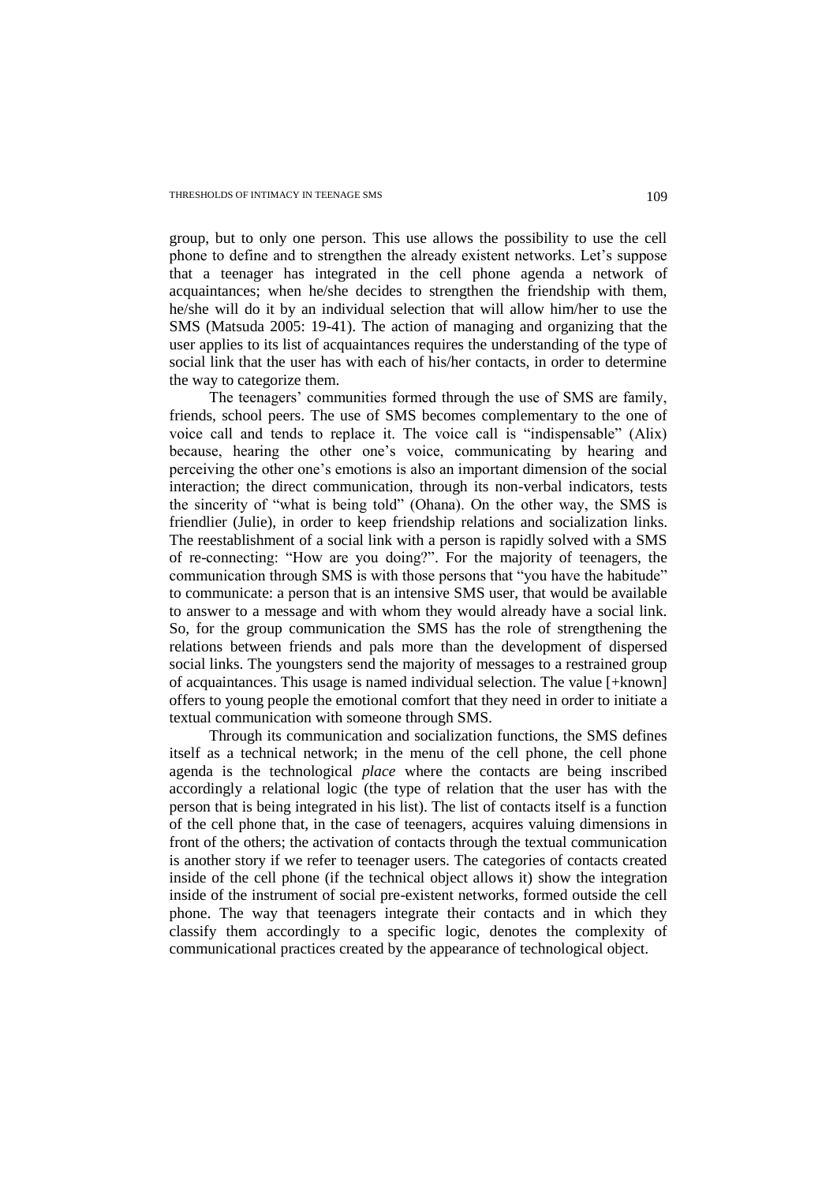group, but to only one person. This use allows the possibility to use the cell phone to define and to strengthen the already existent networks. Let's suppose that a teenager has integrated in the cell phone agenda a network of acquaintances; when he/she decides to strengthen the friendship with them, he/she will do it by an individual selection that will allow him/her to use the SMS (Matsuda 2005: 19-41). The action of managing and organizing that the user applies to its list of acquaintances requires the understanding of the type of social link that the user has with each of his/her contacts, in order to determine the way to categorize them.

The teenagers' communities formed through the use of SMS are family, friends, school peers. The use of SMS becomes complementary to the one of voice call and tends to replace it. The voice call is "indispensable" (Alix) because, hearing the other one's voice, communicating by hearing and perceiving the other one's emotions is also an important dimension of the social interaction; the direct communication, through its non-verbal indicators, tests the sincerity of "what is being told" (Ohana). On the other way, the SMS is friendlier (Julie), in order to keep friendship relations and socialization links. The reestablishment of a social link with a person is rapidly solved with a SMS of re-connecting: "How are you doing?". For the majority of teenagers, the communication through SMS is with those persons that "you have the habitude" to communicate: a person that is an intensive SMS user, that would be available to answer to a message and with whom they would already have a social link. So, for the group communication the SMS has the role of strengthening the relations between friends and pals more than the development of dispersed social links. The youngsters send the majority of messages to a restrained group of acquaintances. This usage is named individual selection. The value [+known] offers to young people the emotional comfort that they need in order to initiate a textual communication with someone through SMS.

Through its communication and socialization functions, the SMS defines itself as a technical network; in the menu of the cell phone, the cell phone agenda is the technological *place* where the contacts are being inscribed accordingly a relational logic (the type of relation that the user has with the person that is being integrated in his list). The list of contacts itself is a function of the cell phone that, in the case of teenagers, acquires valuing dimensions in front of the others; the activation of contacts through the textual communication is another story if we refer to teenager users. The categories of contacts created inside of the cell phone (if the technical object allows it) show the integration inside of the instrument of social pre-existent networks, formed outside the cell phone. The way that teenagers integrate their contacts and in which they classify them accordingly to a specific logic, denotes the complexity of communicational practices created by the appearance of technological object.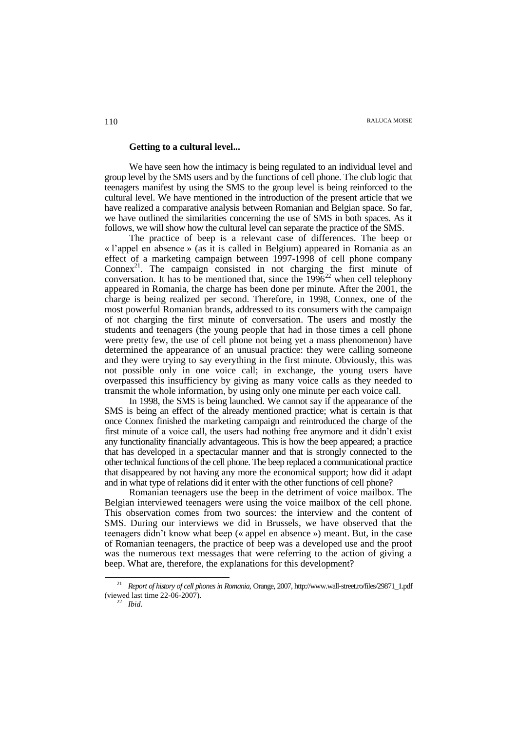**Getting to a cultural level...**

We have seen how the intimacy is being regulated to an individual level and group level by the SMS users and by the functions of cell phone. The club logic that teenagers manifest by using the SMS to the group level is being reinforced to the cultural level. We have mentioned in the introduction of the present article that we have realized a comparative analysis between Romanian and Belgian space. So far, we have outlined the similarities concerning the use of SMS in both spaces. As it follows, we will show how the cultural level can separate the practice of the SMS.

The practice of beep is a relevant case of differences. The beep or « l'appel en absence » (as it is called in Belgium) appeared in Romania as an effect of a marketing campaign between 1997-1998 of cell phone company Connex[21]. The campaign consisted in not charging the first minute of conversation. It has to be mentioned that, since the 1996[22] when cell telephony appeared in Romania, the charge has been done per minute. After the 2001, the charge is being realized per second. Therefore, in 1998, Connex, one of the most powerful Romanian brands, addressed to its consumers with the campaign of not charging the first minute of conversation. The users and mostly the students and teenagers (the young people that had in those times a cell phone were pretty few, the use of cell phone not being yet a mass phenomenon) have determined the appearance of an unusual practice: they were calling someone and they were trying to say everything in the first minute. Obviously, this was not possible only in one voice call; in exchange, the young users have overpassed this insufficiency by giving as many voice calls as they needed to transmit the whole information, by using only one minute per each voice call.

In 1998, the SMS is being launched. We cannot say if the appearance of the SMS is being an effect of the already mentioned practice; what is certain is that once Connex finished the marketing campaign and reintroduced the charge of the first minute of a voice call, the users had nothing free anymore and it didn't exist any functionality financially advantageous. This is how the beep appeared; a practice that has developed in a spectacular manner and that is strongly connected to the other technical functions of the cell phone. The beep replaced a communicational practice that disappeared by not having any more the economical support; how did it adapt and in what type of relations did it enter with the other functions of cell phone?

Romanian teenagers use the beep in the detriment of voice mailbox. The Belgian interviewed teenagers were using the voice mailbox of the cell phone. This observation comes from two sources: the interview and the content of SMS. During our interviews we did in Brussels, we have observed that the teenagers didn't know what beep (« appel en absence ») meant. But, in the case of Romanian teenagers, the practice of beep was a developed use and the proof was the numerous text messages that were referring to the action of giving a beep. What are, therefore, the explanations for this development?

---

[21] *Report of history of cell phones in Romania*, Orange, 2007, http://www.wall-street.ro/files/29871_1.pdf (viewed last time 22-06-2007).

[22] *Ibid*.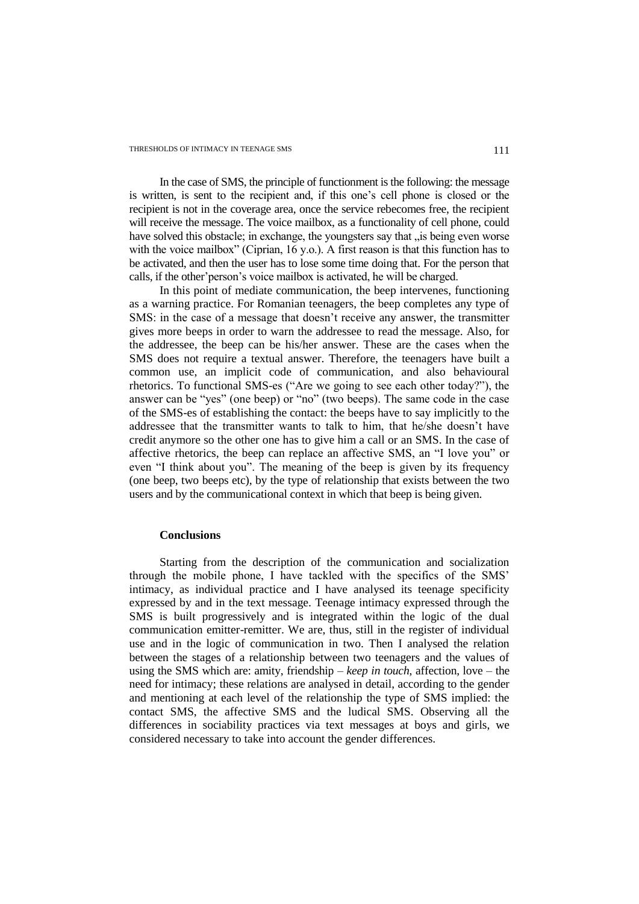In the case of SMS, the principle of functionment is the following: the message is written, is sent to the recipient and, if this one's cell phone is closed or the recipient is not in the coverage area, once the service rebecomes free, the recipient will receive the message. The voice mailbox, as a functionality of cell phone, could have solved this obstacle; in exchange, the youngsters say that „is being even worse with the voice mailbox" (Ciprian, 16 y.o.). A first reason is that this function has to be activated, and then the user has to lose some time doing that. For the person that calls, if the other'person's voice mailbox is activated, he will be charged.

In this point of mediate communication, the beep intervenes, functioning as a warning practice. For Romanian teenagers, the beep completes any type of SMS: in the case of a message that doesn't receive any answer, the transmitter gives more beeps in order to warn the addressee to read the message. Also, for the addressee, the beep can be his/her answer. These are the cases when the SMS does not require a textual answer. Therefore, the teenagers have built a common use, an implicit code of communication, and also behavioural rhetorics. To functional SMS-es ("Are we going to see each other today?"), the answer can be "yes" (one beep) or "no" (two beeps). The same code in the case of the SMS-es of establishing the contact: the beeps have to say implicitly to the addressee that the transmitter wants to talk to him, that he/she doesn't have credit anymore so the other one has to give him a call or an SMS. In the case of affective rhetorics, the beep can replace an affective SMS, an "I love you" or even "I think about you". The meaning of the beep is given by its frequency (one beep, two beeps etc), by the type of relationship that exists between the two users and by the communicational context in which that beep is being given.

## Conclusions

Starting from the description of the communication and socialization through the mobile phone, I have tackled with the specifics of the SMS' intimacy, as individual practice and I have analysed its teenage specificity expressed by and in the text message. Teenage intimacy expressed through the SMS is built progressively and is integrated within the logic of the dual communication emitter-remitter. We are, thus, still in the register of individual use and in the logic of communication in two. Then I analysed the relation between the stages of a relationship between two teenagers and the values of using the SMS which are: amity, friendship – *keep in touch*, affection, love – the need for intimacy; these relations are analysed in detail, according to the gender and mentioning at each level of the relationship the type of SMS implied: the contact SMS, the affective SMS and the ludical SMS. Observing all the differences in sociability practices via text messages at boys and girls, we considered necessary to take into account the gender differences.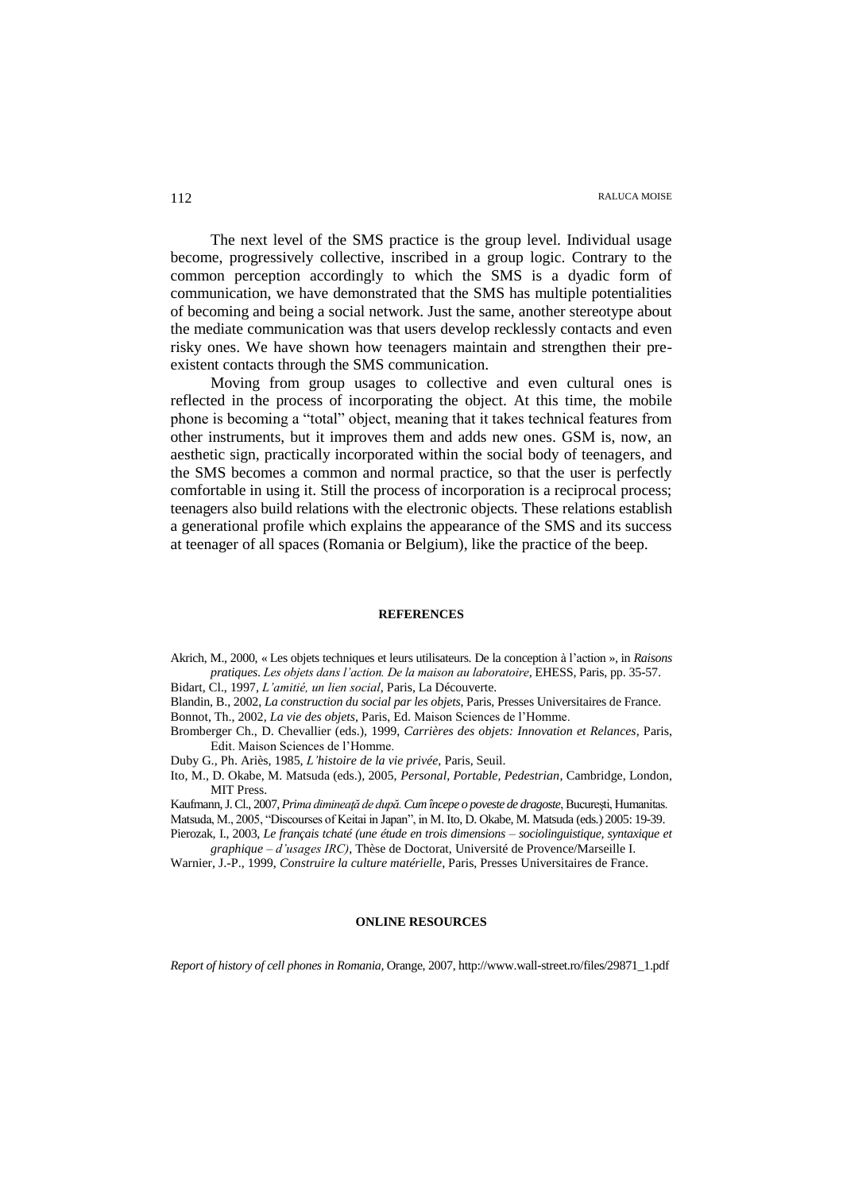The next level of the SMS practice is the group level. Individual usage become, progressively collective, inscribed in a group logic. Contrary to the common perception accordingly to which the SMS is a dyadic form of communication, we have demonstrated that the SMS has multiple potentialities of becoming and being a social network. Just the same, another stereotype about the mediate communication was that users develop recklessly contacts and even risky ones. We have shown how teenagers maintain and strengthen their pre-existent contacts through the SMS communication.

Moving from group usages to collective and even cultural ones is reflected in the process of incorporating the object. At this time, the mobile phone is becoming a "total" object, meaning that it takes technical features from other instruments, but it improves them and adds new ones. GSM is, now, an aesthetic sign, practically incorporated within the social body of teenagers, and the SMS becomes a common and normal practice, so that the user is perfectly comfortable in using it. Still the process of incorporation is a reciprocal process; teenagers also build relations with the electronic objects. These relations establish a generational profile which explains the appearance of the SMS and its success at teenager of all spaces (Romania or Belgium), like the practice of the beep.

## REFERENCES

Akrich, M., 2000, « Les objets techniques et leurs utilisateurs. De la conception à l'action », in *Raisons pratiques. Les objets dans l'action. De la maison au laboratoire*, EHESS, Paris, pp. 35-57.

Bidart, Cl., 1997, *L'amitié, un lien social*, Paris, La Découverte.

Blandin, B., 2002, *La construction du social par les objets*, Paris, Presses Universitaires de France.

Bonnot, Th., 2002, *La vie des objets*, Paris, Ed. Maison Sciences de l'Homme.

Bromberger Ch., D. Chevallier (eds.), 1999, *Carrières des objets: Innovation et Relances*, Paris, Edit. Maison Sciences de l'Homme.

Duby G., Ph. Ariès, 1985, *L'histoire de la vie privée*, Paris, Seuil.

Ito, M., D. Okabe, M. Matsuda (eds.), 2005, *Personal, Portable, Pedestrian*, Cambridge, London, MIT Press.

Kaufmann, J. Cl., 2007, *Prima dimineaţă de după. Cum începe o poveste de dragoste*, Bucureşti, Humanitas.

Matsuda, M., 2005, "Discourses of Keitai in Japan", in M. Ito, D. Okabe, M. Matsuda (eds.) 2005: 19-39.

Pierozak, I., 2003, *Le français tchaté (une étude en trois dimensions – sociolinguistique, syntaxique et graphique – d'usages IRC)*, Thèse de Doctorat, Université de Provence/Marseille I.

Warnier, J.-P., 1999, *Construire la culture matérielle*, Paris, Presses Universitaires de France.

## ONLINE RESOURCES

*Report of history of cell phones in Romania*, Orange, 2007, http://www.wall-street.ro/files/29871_1.pdf